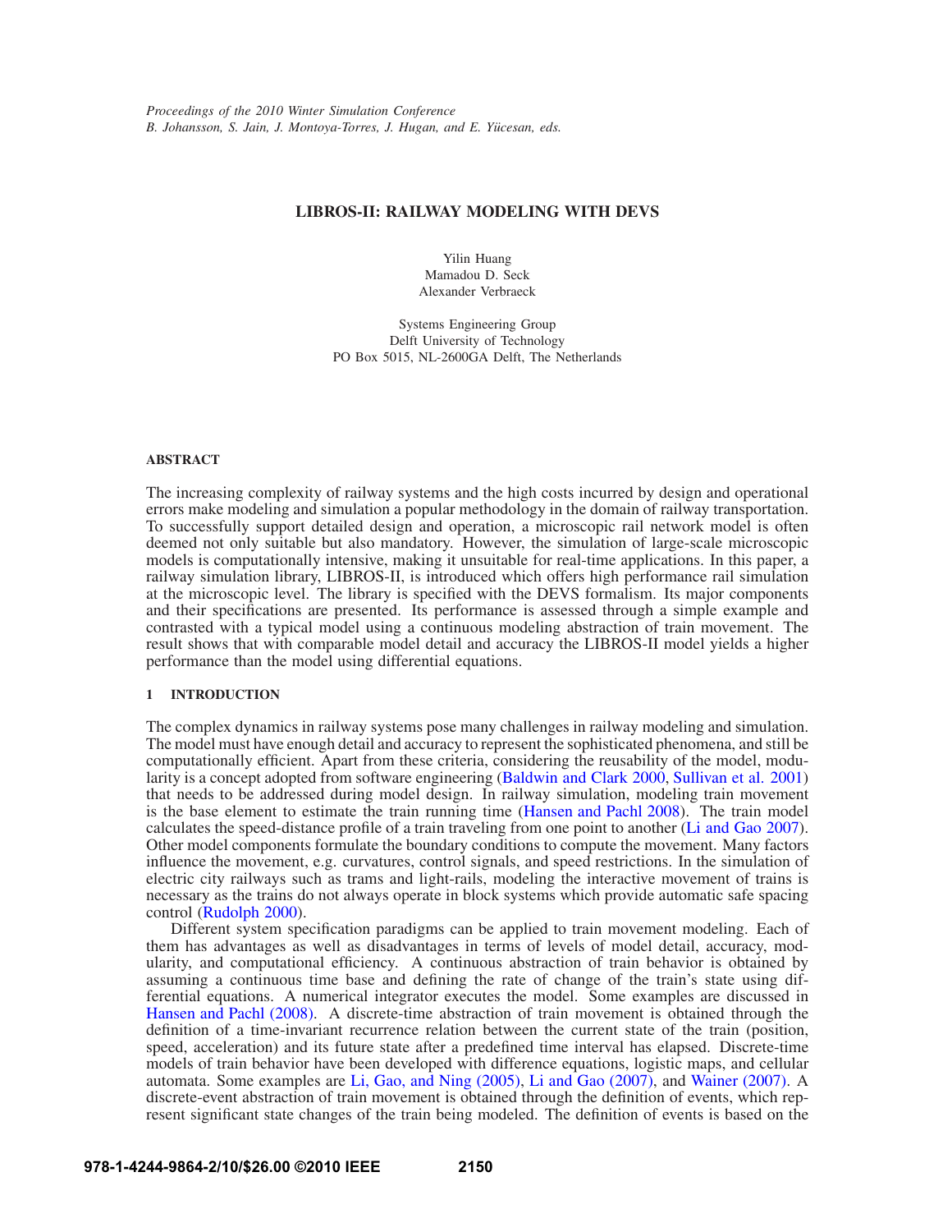*Proceedings of the 2010 Winter Simulation Conference*
*B. Johansson, S. Jain, J. Montoya-Torres, J. Hugan, and E. Yücesan, eds.*

# LIBROS-II: RAILWAY MODELING WITH DEVS

Yilin Huang
Mamadou D. Seck
Alexander Verbraeck

Systems Engineering Group
Delft University of Technology
PO Box 5015, NL-2600GA Delft, The Netherlands

## ABSTRACT

The increasing complexity of railway systems and the high costs incurred by design and operational errors make modeling and simulation a popular methodology in the domain of railway transportation. To successfully support detailed design and operation, a microscopic rail network model is often deemed not only suitable but also mandatory. However, the simulation of large-scale microscopic models is computationally intensive, making it unsuitable for real-time applications. In this paper, a railway simulation library, LIBROS-II, is introduced which offers high performance rail simulation at the microscopic level. The library is specified with the DEVS formalism. Its major components and their specifications are presented. Its performance is assessed through a simple example and contrasted with a typical model using a continuous modeling abstraction of train movement. The result shows that with comparable model detail and accuracy the LIBROS-II model yields a higher performance than the model using differential equations.

## 1 INTRODUCTION

The complex dynamics in railway systems pose many challenges in railway modeling and simulation. The model must have enough detail and accuracy to represent the sophisticated phenomena, and still be computationally efficient. Apart from these criteria, considering the reusability of the model, modularity is a concept adopted from software engineering (Baldwin and Clark 2000, Sullivan et al. 2001) that needs to be addressed during model design. In railway simulation, modeling train movement is the base element to estimate the train running time (Hansen and Pachl 2008). The train model calculates the speed-distance profile of a train traveling from one point to another (Li and Gao 2007). Other model components formulate the boundary conditions to compute the movement. Many factors influence the movement, e.g. curvatures, control signals, and speed restrictions. In the simulation of electric city railways such as trams and light-rails, modeling the interactive movement of trains is necessary as the trains do not always operate in block systems which provide automatic safe spacing control (Rudolph 2000).

Different system specification paradigms can be applied to train movement modeling. Each of them has advantages as well as disadvantages in terms of levels of model detail, accuracy, modularity, and computational efficiency. A continuous abstraction of train behavior is obtained by assuming a continuous time base and defining the rate of change of the train's state using differential equations. A numerical integrator executes the model. Some examples are discussed in Hansen and Pachl (2008). A discrete-time abstraction of train movement is obtained through the definition of a time-invariant recurrence relation between the current state of the train (position, speed, acceleration) and its future state after a predefined time interval has elapsed. Discrete-time models of train behavior have been developed with difference equations, logistic maps, and cellular automata. Some examples are Li, Gao, and Ning (2005), Li and Gao (2007), and Wainer (2007). A discrete-event abstraction of train movement is obtained through the definition of events, which represent significant state changes of the train being modeled. The definition of events is based on the

978-1-4244-9864-2/10/$26.00 ©2010 IEEE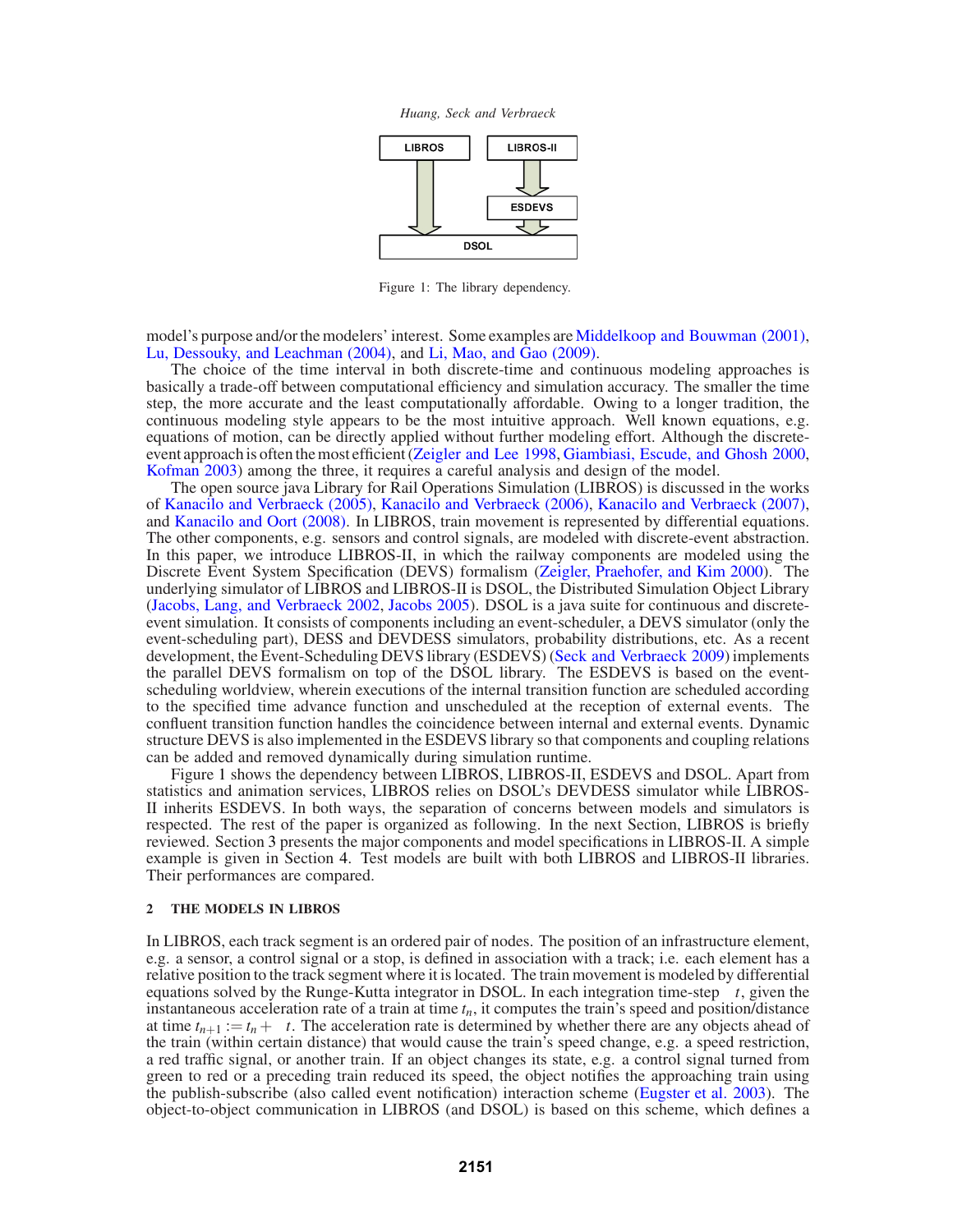Figure 1: The library dependency.

model's purpose and/or the modelers' interest. Some examples are Middelkoop and Bouwman (2001), Lu, Dessouky, and Leachman (2004), and Li, Mao, and Gao (2009).

The choice of the time interval in both discrete-time and continuous modeling approaches is basically a trade-off between computational efficiency and simulation accuracy. The smaller the time step, the more accurate and the least computationally affordable. Owing to a longer tradition, the continuous modeling style appears to be the most intuitive approach. Well known equations, e.g. equations of motion, can be directly applied without further modeling effort. Although the discrete-event approach is often the most efficient (Zeigler and Lee 1998, Giambiasi, Escude, and Ghosh 2000, Kofman 2003) among the three, it requires a careful analysis and design of the model.

The open source java Library for Rail Operations Simulation (LIBROS) is discussed in the works of Kanacilo and Verbraeck (2005), Kanacilo and Verbraeck (2006), Kanacilo and Verbraeck (2007), and Kanacilo and Oort (2008). In LIBROS, train movement is represented by differential equations. The other components, e.g. sensors and control signals, are modeled with discrete-event abstraction. In this paper, we introduce LIBROS-II, in which the railway components are modeled using the Discrete Event System Specification (DEVS) formalism (Zeigler, Praehofer, and Kim 2000). The underlying simulator of LIBROS and LIBROS-II is DSOL, the Distributed Simulation Object Library (Jacobs, Lang, and Verbraeck 2002, Jacobs 2005). DSOL is a java suite for continuous and discrete-event simulation. It consists of components including an event-scheduler, a DEVS simulator (only the event-scheduling part), DESS and DEVDESS simulators, probability distributions, etc. As a recent development, the Event-Scheduling DEVS library (ESDEVS) (Seck and Verbraeck 2009) implements the parallel DEVS formalism on top of the DSOL library. The ESDEVS is based on the event-scheduling worldview, wherein executions of the internal transition function are scheduled according to the specified time advance function and unscheduled at the reception of external events. The confluent transition function handles the coincidence between internal and external events. Dynamic structure DEVS is also implemented in the ESDEVS library so that components and coupling relations can be added and removed dynamically during simulation runtime.

Figure 1 shows the dependency between LIBROS, LIBROS-II, ESDEVS and DSOL. Apart from statistics and animation services, LIBROS relies on DSOL's DEVDESS simulator while LIBROS-II inherits ESDEVS. In both ways, the separation of concerns between models and simulators is respected. The rest of the paper is organized as following. In the next Section, LIBROS is briefly reviewed. Section 3 presents the major components and model specifications in LIBROS-II. A simple example is given in Section 4. Test models are built with both LIBROS and LIBROS-II libraries. Their performances are compared.

## 2 THE MODELS IN LIBROS

In LIBROS, each track segment is an ordered pair of nodes. The position of an infrastructure element, e.g. a sensor, a control signal or a stop, is defined in association with a track; i.e. each element has a relative position to the track segment where it is located. The train movement is modeled by differential equations solved by the Runge-Kutta integrator in DSOL. In each integration time-step $\Delta t$, given the instantaneous acceleration rate of a train at time $t_n$, it computes the train's speed and position/distance at time $t_{n+1} := t_n + \Delta t$. The acceleration rate is determined by whether there are any objects ahead of the train (within certain distance) that would cause the train's speed change, e.g. a speed restriction, a red traffic signal, or another train. If an object changes its state, e.g. a control signal turned from green to red or a preceding train reduced its speed, the object notifies the approaching train using the publish-subscribe (also called event notification) interaction scheme (Eugster et al. 2003). The object-to-object communication in LIBROS (and DSOL) is based on this scheme, which defines a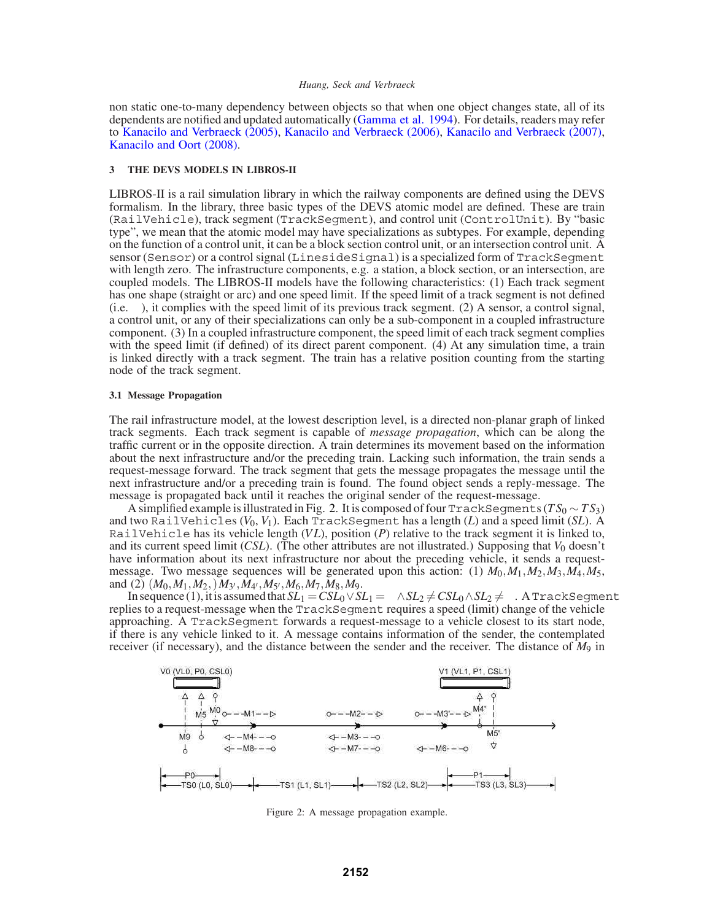non static one-to-many dependency between objects so that when one object changes state, all of its dependents are notified and updated automatically (Gamma et al. 1994). For details, readers may refer to Kanacilo and Verbraeck (2005), Kanacilo and Verbraeck (2006), Kanacilo and Verbraeck (2007), Kanacilo and Oort (2008).

## 3 THE DEVS MODELS IN LIBROS-II

LIBROS-II is a rail simulation library in which the railway components are defined using the DEVS formalism. In the library, three basic types of the DEVS atomic model are defined. These are train (`RailVehicle`), track segment (`TrackSegment`), and control unit (`ControlUnit`). By "basic type", we mean that the atomic model may have specializations as subtypes. For example, depending on the function of a control unit, it can be a block section control unit, or an intersection control unit. A sensor (`Sensor`) or a control signal (`LinesideSignal`) is a specialized form of `TrackSegment` with length zero. The infrastructure components, e.g. a station, a block section, or an intersection, are coupled models. The LIBROS-II models have the following characteristics: (1) Each track segment has one shape (straight or arc) and one speed limit. If the speed limit of a track segment is not defined (i.e. ), it complies with the speed limit of its previous track segment. (2) A sensor, a control signal, a control unit, or any of their specializations can only be a sub-component in a coupled infrastructure component. (3) In a coupled infrastructure component, the speed limit of each track segment complies with the speed limit (if defined) of its direct parent component. (4) At any simulation time, a train is linked directly with a track segment. The train has a relative position counting from the starting node of the track segment.

### 3.1 Message Propagation

The rail infrastructure model, at the lowest description level, is a directed non-planar graph of linked track segments. Each track segment is capable of *message propagation*, which can be along the traffic current or in the opposite direction. A train determines its movement based on the information about the next infrastructure and/or the preceding train. Lacking such information, the train sends a request-message forward. The track segment that gets the message propagates the message until the next infrastructure and/or a preceding train is found. The found object sends a reply-message. The message is propagated back until it reaches the original sender of the request-message.

A simplified example is illustrated in Fig. 2. It is composed of four `TrackSegments` ($TS_0 \sim TS_3$) and two `RailVehicles` ($V_0$, $V_1$). Each `TrackSegment` has a length ($L$) and a speed limit ($SL$). A `RailVehicle` has its vehicle length ($VL$), position ($P$) relative to the track segment it is linked to, and its current speed limit ($CSL$). (The other attributes are not illustrated.) Supposing that $V_0$ doesn't have information about its next infrastructure nor about the preceding vehicle, it sends a request-message. Two message sequences will be generated upon this action: (1) $M_0, M_1, M_2, M_3, M_4, M_5$, and (2) $(M_0, M_1, M_2, ) M_{3'}, M_{4'}, M_{5'}, M_6, M_7, M_8, M_9$.

In sequence (1), it is assumed that $SL_1 = CSL_0 \vee SL_1 = \ \wedge SL_2 \neq CSL_0 \wedge SL_2 \neq$ . A `TrackSegment` replies to a request-message when the `TrackSegment` requires a speed (limit) change of the vehicle approaching. A `TrackSegment` forwards a request-message to a vehicle closest to its start node, if there is any vehicle linked to it. A message contains information of the sender, the contemplated receiver (if necessary), and the distance between the sender and the receiver. The distance of $M_9$ in

V0 (VL0, P0, CSL0)
V1 (VL1, P1, CSL1)
M5 M0 M1 M2 M3' M4'
M9 M4 M8 M3 M7 M6 M5'
P0 P1
TS0 (L0, SL0) TS1 (L1, SL1) TS2 (L2, SL2) TS3 (L3, SL3)

Figure 2: A message propagation example.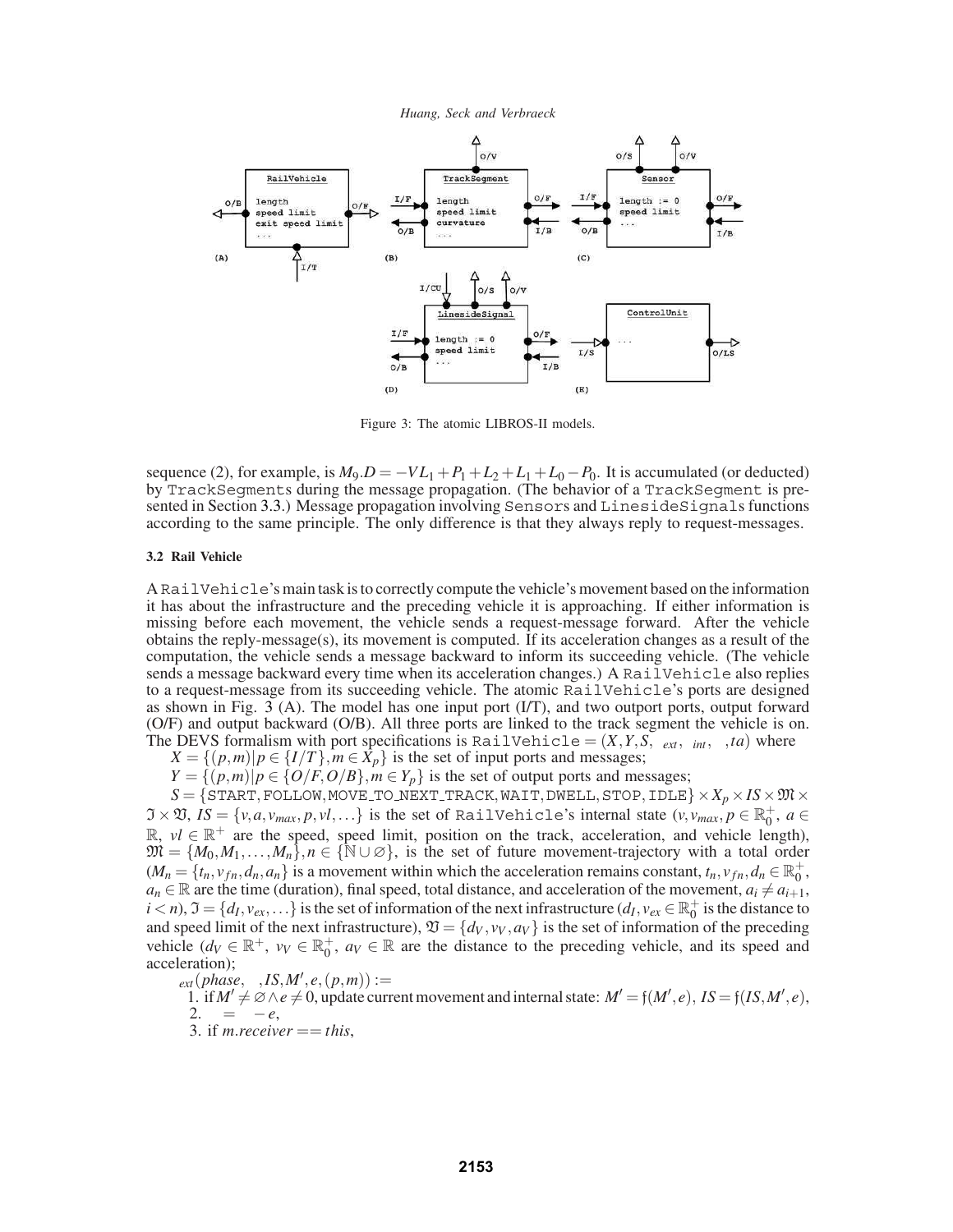Figure 3: The atomic LIBROS-II models.

sequence (2), for example, is $M_9.D = -VL_1 + P_1 + L_2 + L_1 + L_0 - P_0$. It is accumulated (or deducted) by TrackSegments during the message propagation. (The behavior of a TrackSegment is presented in Section 3.3.) Message propagation involving Sensors and LinesideSignals functions according to the same principle. The only difference is that they always reply to request-messages.

### 3.2 Rail Vehicle

A RailVehicle's main task is to correctly compute the vehicle's movement based on the information it has about the infrastructure and the preceding vehicle it is approaching. If either information is missing before each movement, the vehicle sends a request-message forward. After the vehicle obtains the reply-message(s), its movement is computed. If its acceleration changes as a result of the computation, the vehicle sends a message backward to inform its succeeding vehicle. (The vehicle sends a message backward every time when its acceleration changes.) A RailVehicle also replies to a request-message from its succeeding vehicle. The atomic RailVehicle's ports are designed as shown in Fig. 3 (A). The model has one input port (I/T), and two outport ports, output forward (O/F) and output backward (O/B). All three ports are linked to the track segment the vehicle is on. The DEVS formalism with port specifications is $\texttt{RailVehicle} = (X, Y, S, \delta_{ext}, \delta_{int}, \lambda, ta)$ where

$X = \{(p,m) | p \in \{I/T\}, m \in X_p\}$ is the set of input ports and messages;

$Y = \{(p,m) | p \in \{O/F, O/B\}, m \in Y_p\}$ is the set of output ports and messages;

$S = \{\texttt{START}, \texttt{FOLLOW}, \texttt{MOVE\_TO\_NEXT\_TRACK}, \texttt{WAIT}, \texttt{DWELL}, \texttt{STOP}, \texttt{IDLE}\} \times X_p \times IS \times \mathfrak{M} \times \mathfrak{I} \times \mathfrak{V}$, $IS = \{v, a, v_{max}, p, vl, \ldots\}$ is the set of RailVehicle's internal state ($v, v_{max}, p \in \mathbb{R}_0^+$, $a \in \mathbb{R}$, $vl \in \mathbb{R}^+$ are the speed, speed limit, position on the track, acceleration, and vehicle length), $\mathfrak{M} = \{M_0, M_1, \ldots, M_n\}, n \in \{\mathbb{N} \cup \varnothing\}$, is the set of future movement-trajectory with a total order ($M_n = \{t_n, v_{fn}, d_n, a_n\}$ is a movement within which the acceleration remains constant, $t_n, v_{fn}, d_n \in \mathbb{R}_0^+$, $a_n \in \mathbb{R}$ are the time (duration), final speed, total distance, and acceleration of the movement, $a_i \neq a_{i+1}$, $i < n$), $\mathfrak{I} = \{d_I, v_{ex}, \ldots\}$ is the set of information of the next infrastructure ($d_I, v_{ex} \in \mathbb{R}_0^+$ is the distance to and speed limit of the next infrastructure), $\mathfrak{V} = \{d_V, v_V, a_V\}$ is the set of information of the preceding vehicle ($d_V \in \mathbb{R}^+$, $v_V \in \mathbb{R}_0^+$, $a_V \in \mathbb{R}$ are the distance to the preceding vehicle, and its speed and acceleration);

$\delta_{ext}(phase, \sigma, IS, M', e, (p,m)) :=$

1. if $M' \neq \varnothing \wedge e \neq 0$, update current movement and internal state: $M' = \mathfrak{f}(M', e)$, $IS = \mathfrak{f}(IS, M', e)$,
2. $\sigma = \sigma - e$,
3. if $m.receiver == this$,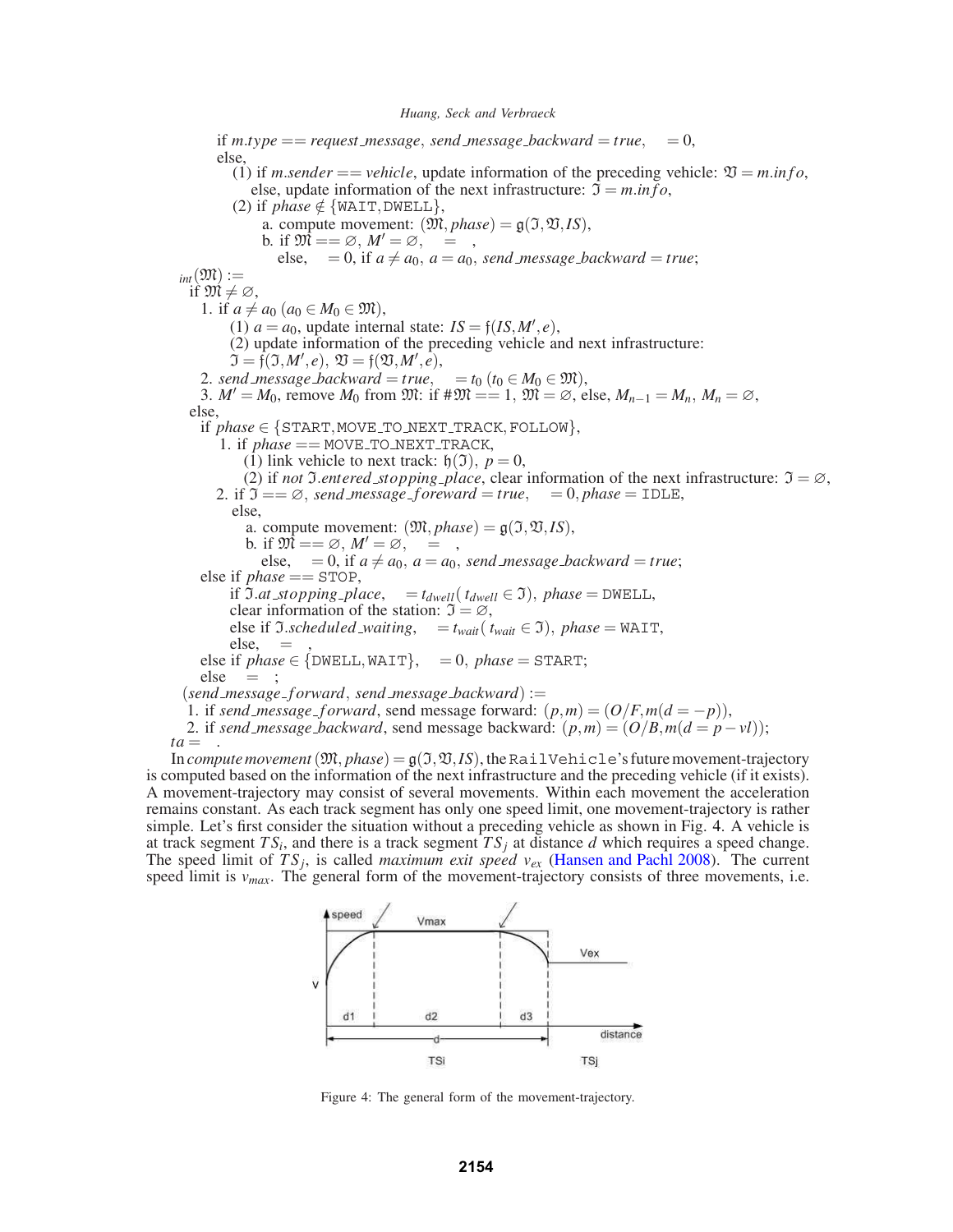if $m.type == request\_message$, $send\_message\_backward = true$, $\quad = 0$,
else,
  (1) if $m.sender == vehicle$, update information of the preceding vehicle: $\mathfrak{V} = m.info$,
  else, update information of the next infrastructure: $\mathfrak{I} = m.info$,
  (2) if $phase \notin \{$WAIT, DWELL$\}$,
    a. compute movement: $(\mathfrak{M}, phase) = \mathfrak{g}(\mathfrak{I}, \mathfrak{V}, IS)$,
    b. if $\mathfrak{M} == \varnothing$, $M' = \varnothing$, $\quad = \quad$,
    else, $\quad = 0$, if $a \neq a_0$, $a = a_0$, $send\_message\_backward = true$;

$_{int}(\mathfrak{M}) :=$
if $\mathfrak{M} \neq \varnothing$,
  1. if $a \neq a_0$ ($a_0 \in M_0 \in \mathfrak{M}$),
    (1) $a = a_0$, update internal state: $IS = \mathfrak{f}(IS, M', e)$,
    (2) update information of the preceding vehicle and next infrastructure:
    $\mathfrak{I} = \mathfrak{f}(\mathfrak{I}, M', e)$, $\mathfrak{V} = \mathfrak{f}(\mathfrak{V}, M', e)$,
  2. $send\_message\_backward = true$, $\quad = t_0$ ($t_0 \in M_0 \in \mathfrak{M}$),
  3. $M' = M_0$, remove $M_0$ from $\mathfrak{M}$: if $\#\mathfrak{M} == 1$, $\mathfrak{M} = \varnothing$, else, $M_{n-1} = M_n$, $M_n = \varnothing$,
else,
  if $phase \in \{$START, MOVE_TO_NEXT_TRACK, FOLLOW$\}$,
    1. if $phase ==$ MOVE_TO_NEXT_TRACK,
      (1) link vehicle to next track: $\mathfrak{h}(\mathfrak{I})$, $p = 0$,
      (2) if *not* $\mathfrak{I}.entered\_stopping\_place$, clear information of the next infrastructure: $\mathfrak{I} = \varnothing$,
    2. if $\mathfrak{I} == \varnothing$, $send\_message\_foreward = true$, $\quad = 0$, $phase =$ IDLE,
    else,
      a. compute movement: $(\mathfrak{M}, phase) = \mathfrak{g}(\mathfrak{I}, \mathfrak{V}, IS)$,
      b. if $\mathfrak{M} == \varnothing$, $M' = \varnothing$, $\quad = \quad$,
      else, $\quad = 0$, if $a \neq a_0$, $a = a_0$, $send\_message\_backward = true$;
  else if $phase ==$ STOP,
    if $\mathfrak{I}.at\_stopping\_place$, $\quad = t_{dwell}$ ($t_{dwell} \in \mathfrak{I}$), $phase =$ DWELL,
    clear information of the station: $\mathfrak{I} = \varnothing$,
    else if $\mathfrak{I}.scheduled\_waiting$, $\quad = t_{wait}$ ($t_{wait} \in \mathfrak{I}$), $phase =$ WAIT,
    else, $\quad = \quad$,
  else if $phase \in \{$DWELL, WAIT$\}$, $\quad = 0$, $phase =$ START;
  else $\quad = \quad$;

$(send\_message\_forward, send\_message\_backward) :=$
  1. if $send\_message\_forward$, send message forward: $(p, m) = (O/F, m(d = -p))$,
  2. if $send\_message\_backward$, send message backward: $(p, m) = (O/B, m(d = p - vl))$;

$ta = \quad$.

In *compute movement* $(\mathfrak{M}, phase) = \mathfrak{g}(\mathfrak{I}, \mathfrak{V}, IS)$, the `RailVehicle`'s future movement-trajectory is computed based on the information of the next infrastructure and the preceding vehicle (if it exists). A movement-trajectory may consist of several movements. Within each movement the acceleration remains constant. As each track segment has only one speed limit, one movement-trajectory is rather simple. Let's first consider the situation without a preceding vehicle as shown in Fig. 4. A vehicle is at track segment $TS_i$, and there is a track segment $TS_j$ at distance $d$ which requires a speed change. The speed limit of $TS_j$, is called *maximum exit speed* $v_{ex}$ (Hansen and Pachl 2008). The current speed limit is $v_{max}$. The general form of the movement-trajectory consists of three movements, i.e.

Figure 4: The general form of the movement-trajectory.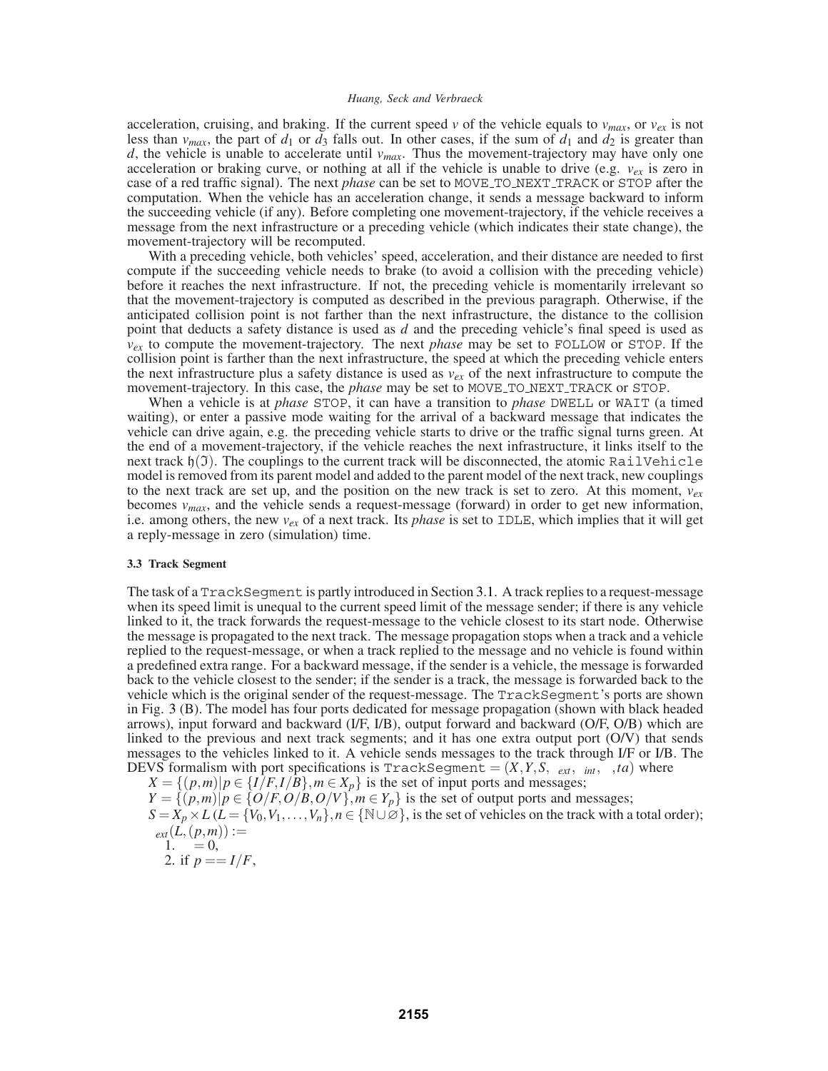acceleration, cruising, and braking. If the current speed $v$ of the vehicle equals to $v_{max}$, or $v_{ex}$ is not less than $v_{max}$, the part of $d_1$ or $d_3$ falls out. In other cases, if the sum of $d_1$ and $d_2$ is greater than $d$, the vehicle is unable to accelerate until $v_{max}$. Thus the movement-trajectory may have only one acceleration or braking curve, or nothing at all if the vehicle is unable to drive (e.g. $v_{ex}$ is zero in case of a red traffic signal). The next *phase* can be set to MOVE_TO_NEXT_TRACK or STOP after the computation. When the vehicle has an acceleration change, it sends a message backward to inform the succeeding vehicle (if any). Before completing one movement-trajectory, if the vehicle receives a message from the next infrastructure or a preceding vehicle (which indicates their state change), the movement-trajectory will be recomputed.

With a preceding vehicle, both vehicles' speed, acceleration, and their distance are needed to first compute if the succeeding vehicle needs to brake (to avoid a collision with the preceding vehicle) before it reaches the next infrastructure. If not, the preceding vehicle is momentarily irrelevant so that the movement-trajectory is computed as described in the previous paragraph. Otherwise, if the anticipated collision point is not farther than the next infrastructure, the distance to the collision point that deducts a safety distance is used as $d$ and the preceding vehicle's final speed is used as $v_{ex}$ to compute the movement-trajectory. The next *phase* may be set to FOLLOW or STOP. If the collision point is farther than the next infrastructure, the speed at which the preceding vehicle enters the next infrastructure plus a safety distance is used as $v_{ex}$ of the next infrastructure to compute the movement-trajectory. In this case, the *phase* may be set to MOVE_TO_NEXT_TRACK or STOP.

When a vehicle is at *phase* STOP, it can have a transition to *phase* DWELL or WAIT (a timed waiting), or enter a passive mode waiting for the arrival of a backward message that indicates the vehicle can drive again, e.g. the preceding vehicle starts to drive or the traffic signal turns green. At the end of a movement-trajectory, if the vehicle reaches the next infrastructure, it links itself to the next track $\mathfrak{h}(\mathfrak{I})$. The couplings to the current track will be disconnected, the atomic RailVehicle model is removed from its parent model and added to the parent model of the next track, new couplings to the next track are set up, and the position on the new track is set to zero. At this moment, $v_{ex}$ becomes $v_{max}$, and the vehicle sends a request-message (forward) in order to get new information, i.e. among others, the new $v_{ex}$ of a next track. Its *phase* is set to IDLE, which implies that it will get a reply-message in zero (simulation) time.

### 3.3 Track Segment

The task of a TrackSegment is partly introduced in Section 3.1. A track replies to a request-message when its speed limit is unequal to the current speed limit of the message sender; if there is any vehicle linked to it, the track forwards the request-message to the vehicle closest to its start node. Otherwise the message is propagated to the next track. The message propagation stops when a track and a vehicle replied to the request-message, or when a track replied to the message and no vehicle is found within a predefined extra range. For a backward message, if the sender is a vehicle, the message is forwarded back to the vehicle closest to the sender; if the sender is a track, the message is forwarded back to the vehicle which is the original sender of the request-message. The TrackSegment's ports are shown in Fig. 3 (B). The model has four ports dedicated for message propagation (shown with black headed arrows), input forward and backward (I/F, I/B), output forward and backward (O/F, O/B) which are linked to the previous and next track segments; and it has one extra output port (O/V) that sends messages to the vehicles linked to it. A vehicle sends messages to the track through I/F or I/B. The DEVS formalism with port specifications is $\text{TrackSegment} = (X, Y, S, \delta_{ext}, \delta_{int}, \lambda, ta)$ where

$X = \{(p,m) | p \in \{I/F, I/B\}, m \in X_p\}$ is the set of input ports and messages;

$Y = \{(p,m) | p \in \{O/F, O/B, O/V\}, m \in Y_p\}$ is the set of output ports and messages;

$S = X_p \times L$ ($L = \{V_0, V_1, \ldots, V_n\}, n \in \{\mathbb{N} \cup \varnothing\}$, is the set of vehicles on the track with a total order);

$\delta_{ext}(L,(p,m)) :=$

1. $\sigma = 0$,
2. if $p == I/F$,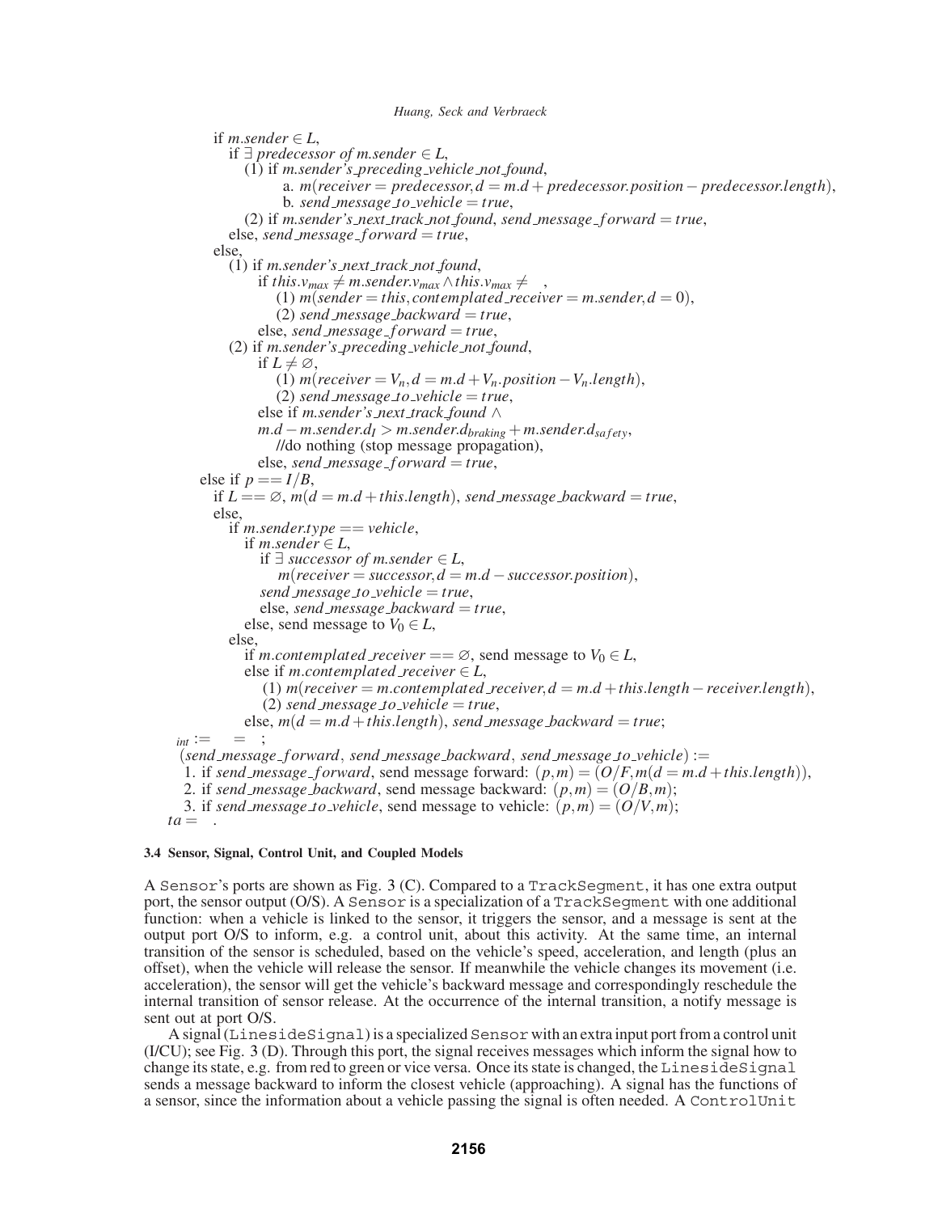if $m.sender \in L$,
  if $\exists$ *predecessor of m.sender* $\in L$,
    (1) if *m.sender's preceding vehicle not found*,
      a. $m(receiver = predecessor, d = m.d + predecessor.position - predecessor.length)$,
      b. $send\_message\_to\_vehicle = true$,
    (2) if *m.sender's next track not found*, $send\_message\_forward = true$,
  else, $send\_message\_forward = true$,
else,
  (1) if *m.sender's next track not found*,
    if $this.v_{max} \neq m.sender.v_{max} \wedge this.v_{max} \neq$ ,
      (1) $m(sender = this, contemplated\_receiver = m.sender, d = 0)$,
      (2) $send\_message\_backward = true$,
    else, $send\_message\_forward = true$,
  (2) if *m.sender's preceding vehicle not found*,
    if $L \neq \varnothing$,
      (1) $m(receiver = V_n, d = m.d + V_n.position - V_n.length)$,
      (2) $send\_message\_to\_vehicle = true$,
    else if *m.sender's next track found* $\wedge$
    $m.d - m.sender.d_I > m.sender.d_{braking} + m.sender.d_{safety}$,
      //do nothing (stop message propagation),
    else, $send\_message\_forward = true$,
else if $p == I/B$,
  if $L == \varnothing$, $m(d = m.d + this.length)$, $send\_message\_backward = true$,
  else,
    if $m.sender.type == vehicle$,
      if $m.sender \in L$,
        if $\exists$ *successor of m.sender* $\in L$,
          $m(receiver = successor, d = m.d - successor.position)$,
        $send\_message\_to\_vehicle = true$,
        else, $send\_message\_backward = true$,
      else, send message to $V_0 \in L$,
    else,
      if $m.contemplated\_receiver == \varnothing$, send message to $V_0 \in L$,
      else if $m.contemplated\_receiver \in L$,
        (1) $m(receiver = m.contemplated\_receiver, d = m.d + this.length - receiver.length)$,
        (2) $send\_message\_to\_vehicle = true$,
      else, $m(d = m.d + this.length)$, $send\_message\_backward = true$;

$_{int} := \quad = \quad ;$

$(send\_message\_forward,\ send\_message\_backward,\ send\_message\_to\_vehicle) :=$
1. if $send\_message\_forward$, send message forward: $(p, m) = (O/F, m(d = m.d + this.length))$,
2. if $send\_message\_backward$, send message backward: $(p, m) = (O/B, m)$;
3. if $send\_message\_to\_vehicle$, send message to vehicle: $(p, m) = (O/V, m)$;

$ta = \quad .$

### 3.4 Sensor, Signal, Control Unit, and Coupled Models

A `Sensor`'s ports are shown as Fig. 3 (C). Compared to a `TrackSegment`, it has one extra output port, the sensor output (O/S). A `Sensor` is a specialization of a `TrackSegment` with one additional function: when a vehicle is linked to the sensor, it triggers the sensor, and a message is sent at the output port O/S to inform, e.g. a control unit, about this activity. At the same time, an internal transition of the sensor is scheduled, based on the vehicle's speed, acceleration, and length (plus an offset), when the vehicle will release the sensor. If meanwhile the vehicle changes its movement (i.e. acceleration), the sensor will get the vehicle's backward message and correspondingly reschedule the internal transition of sensor release. At the occurrence of the internal transition, a notify message is sent out at port O/S.

A signal (`LinesideSignal`) is a specialized `Sensor` with an extra input port from a control unit (I/CU); see Fig. 3 (D). Through this port, the signal receives messages which inform the signal how to change its state, e.g. from red to green or vice versa. Once its state is changed, the `LinesideSignal` sends a message backward to inform the closest vehicle (approaching). A signal has the functions of a sensor, since the information about a vehicle passing the signal is often needed. A `ControlUnit`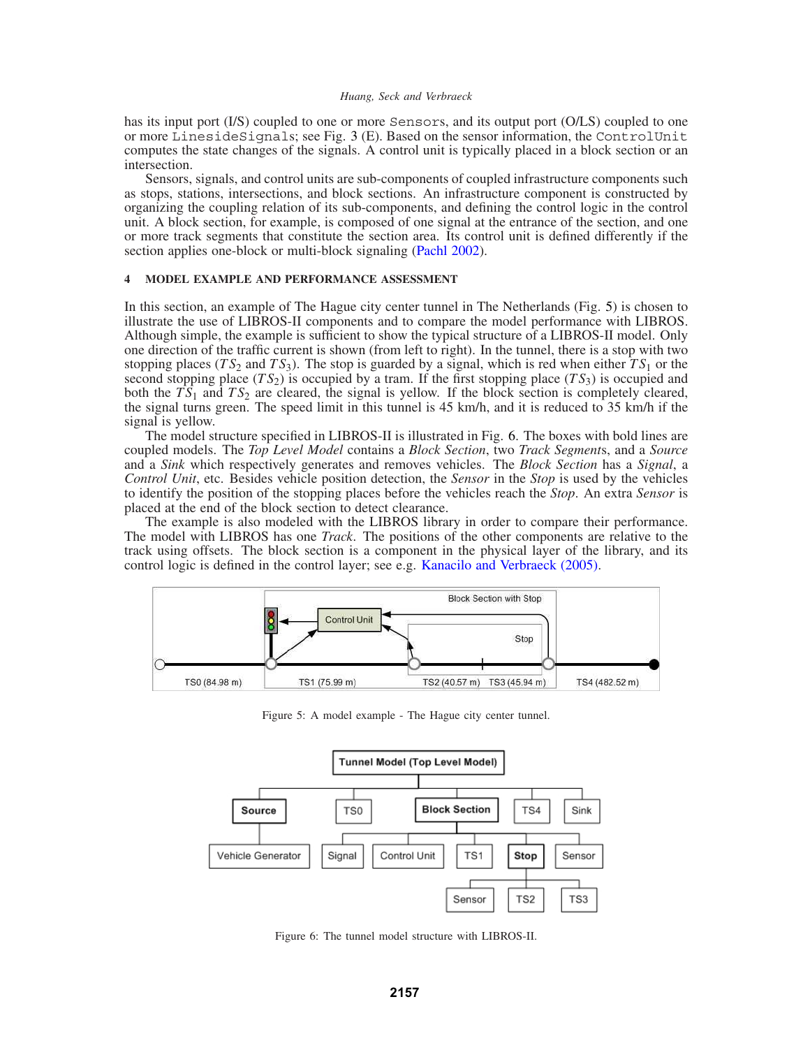has its input port (I/S) coupled to one or more `Sensors`, and its output port (O/LS) coupled to one or more `LinesideSignals`; see Fig. 3 (E). Based on the sensor information, the `ControlUnit` computes the state changes of the signals. A control unit is typically placed in a block section or an intersection.

Sensors, signals, and control units are sub-components of coupled infrastructure components such as stops, stations, intersections, and block sections. An infrastructure component is constructed by organizing the coupling relation of its sub-components, and defining the control logic in the control unit. A block section, for example, is composed of one signal at the entrance of the section, and one or more track segments that constitute the section area. Its control unit is defined differently if the section applies one-block or multi-block signaling (Pachl 2002).

## 4 MODEL EXAMPLE AND PERFORMANCE ASSESSMENT

In this section, an example of The Hague city center tunnel in The Netherlands (Fig. 5) is chosen to illustrate the use of LIBROS-II components and to compare the model performance with LIBROS. Although simple, the example is sufficient to show the typical structure of a LIBROS-II model. Only one direction of the traffic current is shown (from left to right). In the tunnel, there is a stop with two stopping places ($TS_2$ and $TS_3$). The stop is guarded by a signal, which is red when either $TS_1$ or the second stopping place ($TS_2$) is occupied by a tram. If the first stopping place ($TS_3$) is occupied and both the $TS_1$ and $TS_2$ are cleared, the signal is yellow. If the block section is completely cleared, the signal turns green. The speed limit in this tunnel is 45 km/h, and it is reduced to 35 km/h if the signal is yellow.

The model structure specified in LIBROS-II is illustrated in Fig. 6. The boxes with bold lines are coupled models. The *Top Level Model* contains a *Block Section*, two *Track Segment*s, and a *Source* and a *Sink* which respectively generates and removes vehicles. The *Block Section* has a *Signal*, a *Control Unit*, etc. Besides vehicle position detection, the *Sensor* in the *Stop* is used by the vehicles to identify the position of the stopping places before the vehicles reach the *Stop*. An extra *Sensor* is placed at the end of the block section to detect clearance.

The example is also modeled with the LIBROS library in order to compare their performance. The model with LIBROS has one *Track*. The positions of the other components are relative to the track using offsets. The block section is a component in the physical layer of the library, and its control logic is defined in the control layer; see e.g. Kanacilo and Verbraeck (2005).

Block Section with Stop, Control Unit, Stop, TS0 (84.98 m), TS1 (75.99 m), TS2 (40.57 m), TS3 (45.94 m), TS4 (482.52 m)

Figure 5: A model example - The Hague city center tunnel.

Tunnel Model (Top Level Model): Source (Vehicle Generator), TS0, Block Section (Signal, Control Unit, TS1, Stop (Sensor, TS2, TS3), Sensor), TS4, Sink

Figure 6: The tunnel model structure with LIBROS-II.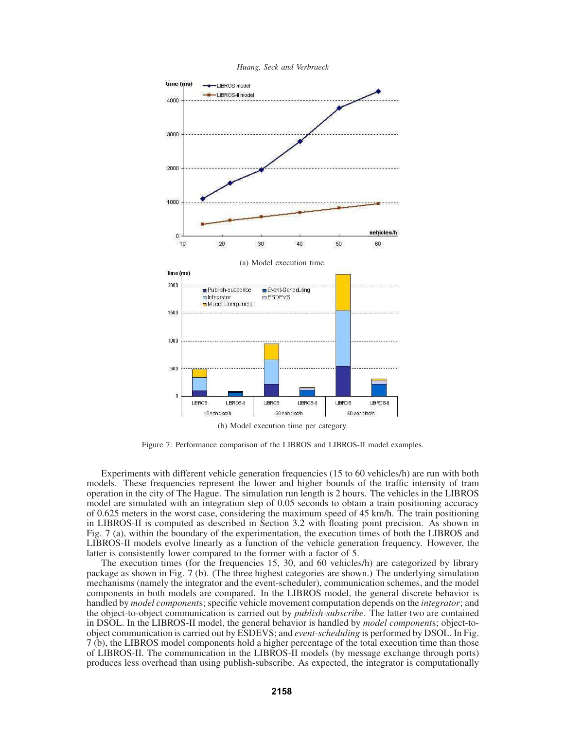(a) Model execution time.

(b) Model execution time per category.

Figure 7: Performance comparison of the LIBROS and LIBROS-II model examples.

Experiments with different vehicle generation frequencies (15 to 60 vehicles/h) are run with both models. These frequencies represent the lower and higher bounds of the traffic intensity of tram operation in the city of The Hague. The simulation run length is 2 hours. The vehicles in the LIBROS model are simulated with an integration step of 0.05 seconds to obtain a train positioning accuracy of 0.625 meters in the worst case, considering the maximum speed of 45 km/h. The train positioning in LIBROS-II is computed as described in Section 3.2 with floating point precision. As shown in Fig. 7 (a), within the boundary of the experimentation, the execution times of both the LIBROS and LIBROS-II models evolve linearly as a function of the vehicle generation frequency. However, the latter is consistently lower compared to the former with a factor of 5.

The execution times (for the frequencies 15, 30, and 60 vehicles/h) are categorized by library package as shown in Fig. 7 (b). (The three highest categories are shown.) The underlying simulation mechanisms (namely the integrator and the event-scheduler), communication schemes, and the model components in both models are compared. In the LIBROS model, the general discrete behavior is handled by *model component*s; specific vehicle movement computation depends on the *integrator*; and the object-to-object communication is carried out by *publish-subscribe*. The latter two are contained in DSOL. In the LIBROS-II model, the general behavior is handled by *model component*s; object-to-object communication is carried out by ESDEVS; and *event-scheduling* is performed by DSOL. In Fig. 7 (b), the LIBROS model components hold a higher percentage of the total execution time than those of LIBROS-II. The communication in the LIBROS-II models (by message exchange through ports) produces less overhead than using publish-subscribe. As expected, the integrator is computationally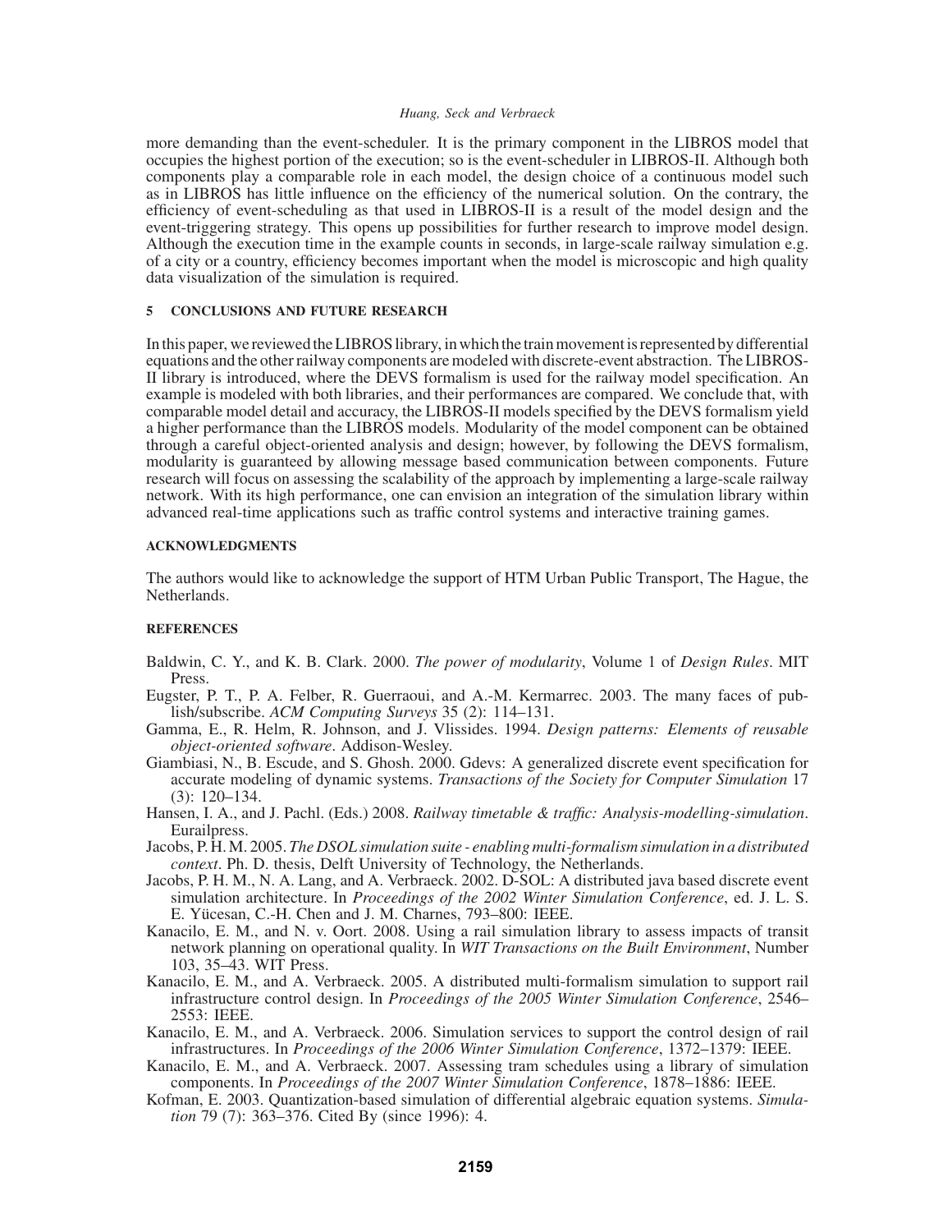more demanding than the event-scheduler. It is the primary component in the LIBROS model that occupies the highest portion of the execution; so is the event-scheduler in LIBROS-II. Although both components play a comparable role in each model, the design choice of a continuous model such as in LIBROS has little influence on the efficiency of the numerical solution. On the contrary, the efficiency of event-scheduling as that used in LIBROS-II is a result of the model design and the event-triggering strategy. This opens up possibilities for further research to improve model design. Although the execution time in the example counts in seconds, in large-scale railway simulation e.g. of a city or a country, efficiency becomes important when the model is microscopic and high quality data visualization of the simulation is required.

## 5 CONCLUSIONS AND FUTURE RESEARCH

In this paper, we reviewed the LIBROS library, in which the train movement is represented by differential equations and the other railway components are modeled with discrete-event abstraction. The LIBROS-II library is introduced, where the DEVS formalism is used for the railway model specification. An example is modeled with both libraries, and their performances are compared. We conclude that, with comparable model detail and accuracy, the LIBROS-II models specified by the DEVS formalism yield a higher performance than the LIBROS models. Modularity of the model component can be obtained through a careful object-oriented analysis and design; however, by following the DEVS formalism, modularity is guaranteed by allowing message based communication between components. Future research will focus on assessing the scalability of the approach by implementing a large-scale railway network. With its high performance, one can envision an integration of the simulation library within advanced real-time applications such as traffic control systems and interactive training games.

## ACKNOWLEDGMENTS

The authors would like to acknowledge the support of HTM Urban Public Transport, The Hague, the Netherlands.

## REFERENCES

Baldwin, C. Y., and K. B. Clark. 2000. *The power of modularity*, Volume 1 of *Design Rules*. MIT Press.

Eugster, P. T., P. A. Felber, R. Guerraoui, and A.-M. Kermarrec. 2003. The many faces of publish/subscribe. *ACM Computing Surveys* 35 (2): 114–131.

Gamma, E., R. Helm, R. Johnson, and J. Vlissides. 1994. *Design patterns: Elements of reusable object-oriented software*. Addison-Wesley.

Giambiasi, N., B. Escude, and S. Ghosh. 2000. Gdevs: A generalized discrete event specification for accurate modeling of dynamic systems. *Transactions of the Society for Computer Simulation* 17 (3): 120–134.

Hansen, I. A., and J. Pachl. (Eds.) 2008. *Railway timetable & traffic: Analysis-modelling-simulation*. Eurailpress.

Jacobs, P. H. M. 2005. *The DSOL simulation suite - enabling multi-formalism simulation in a distributed context*. Ph. D. thesis, Delft University of Technology, the Netherlands.

Jacobs, P. H. M., N. A. Lang, and A. Verbraeck. 2002. D-SOL: A distributed java based discrete event simulation architecture. In *Proceedings of the 2002 Winter Simulation Conference*, ed. J. L. S. E. Yücesan, C.-H. Chen and J. M. Charnes, 793–800: IEEE.

Kanacilo, E. M., and N. v. Oort. 2008. Using a rail simulation library to assess impacts of transit network planning on operational quality. In *WIT Transactions on the Built Environment*, Number 103, 35–43. WIT Press.

Kanacilo, E. M., and A. Verbraeck. 2005. A distributed multi-formalism simulation to support rail infrastructure control design. In *Proceedings of the 2005 Winter Simulation Conference*, 2546–2553: IEEE.

Kanacilo, E. M., and A. Verbraeck. 2006. Simulation services to support the control design of rail infrastructures. In *Proceedings of the 2006 Winter Simulation Conference*, 1372–1379: IEEE.

Kanacilo, E. M., and A. Verbraeck. 2007. Assessing tram schedules using a library of simulation components. In *Proceedings of the 2007 Winter Simulation Conference*, 1878–1886: IEEE.

Kofman, E. 2003. Quantization-based simulation of differential algebraic equation systems. *Simulation* 79 (7): 363–376. Cited By (since 1996): 4.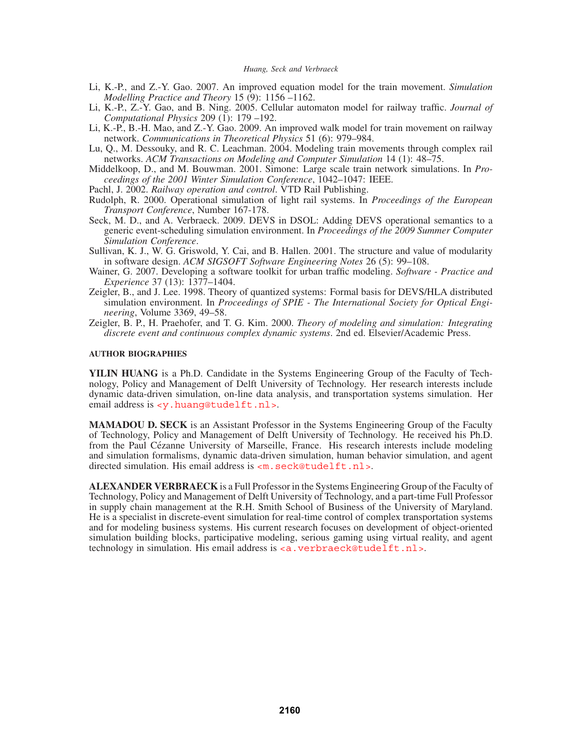Li, K.-P., and Z.-Y. Gao. 2007. An improved equation model for the train movement. *Simulation Modelling Practice and Theory* 15 (9): 1156 –1162.

Li, K.-P., Z.-Y. Gao, and B. Ning. 2005. Cellular automaton model for railway traffic. *Journal of Computational Physics* 209 (1): 179 –192.

Li, K.-P., B.-H. Mao, and Z.-Y. Gao. 2009. An improved walk model for train movement on railway network. *Communications in Theoretical Physics* 51 (6): 979–984.

Lu, Q., M. Dessouky, and R. C. Leachman. 2004. Modeling train movements through complex rail networks. *ACM Transactions on Modeling and Computer Simulation* 14 (1): 48–75.

Middelkoop, D., and M. Bouwman. 2001. Simone: Large scale train network simulations. In *Proceedings of the 2001 Winter Simulation Conference*, 1042–1047: IEEE.

Pachl, J. 2002. *Railway operation and control*. VTD Rail Publishing.

Rudolph, R. 2000. Operational simulation of light rail systems. In *Proceedings of the European Transport Conference*, Number 167-178.

Seck, M. D., and A. Verbraeck. 2009. DEVS in DSOL: Adding DEVS operational semantics to a generic event-scheduling simulation environment. In *Proceedings of the 2009 Summer Computer Simulation Conference*.

Sullivan, K. J., W. G. Griswold, Y. Cai, and B. Hallen. 2001. The structure and value of modularity in software design. *ACM SIGSOFT Software Engineering Notes* 26 (5): 99–108.

Wainer, G. 2007. Developing a software toolkit for urban traffic modeling. *Software - Practice and Experience* 37 (13): 1377–1404.

Zeigler, B., and J. Lee. 1998. Theory of quantized systems: Formal basis for DEVS/HLA distributed simulation environment. In *Proceedings of SPIE - The International Society for Optical Engineering*, Volume 3369, 49–58.

Zeigler, B. P., H. Praehofer, and T. G. Kim. 2000. *Theory of modeling and simulation: Integrating discrete event and continuous complex dynamic systems*. 2nd ed. Elsevier/Academic Press.

## AUTHOR BIOGRAPHIES

**YILIN HUANG** is a Ph.D. Candidate in the Systems Engineering Group of the Faculty of Technology, Policy and Management of Delft University of Technology. Her research interests include dynamic data-driven simulation, on-line data analysis, and transportation systems simulation. Her email address is <y.huang@tudelft.nl>.

**MAMADOU D. SECK** is an Assistant Professor in the Systems Engineering Group of the Faculty of Technology, Policy and Management of Delft University of Technology. He received his Ph.D. from the Paul Cézanne University of Marseille, France. His research interests include modeling and simulation formalisms, dynamic data-driven simulation, human behavior simulation, and agent directed simulation. His email address is <m.seck@tudelft.nl>.

**ALEXANDER VERBRAECK** is a Full Professor in the Systems Engineering Group of the Faculty of Technology, Policy and Management of Delft University of Technology, and a part-time Full Professor in supply chain management at the R.H. Smith School of Business of the University of Maryland. He is a specialist in discrete-event simulation for real-time control of complex transportation systems and for modeling business systems. His current research focuses on development of object-oriented simulation building blocks, participative modeling, serious gaming using virtual reality, and agent technology in simulation. His email address is <a.verbraeck@tudelft.nl>.